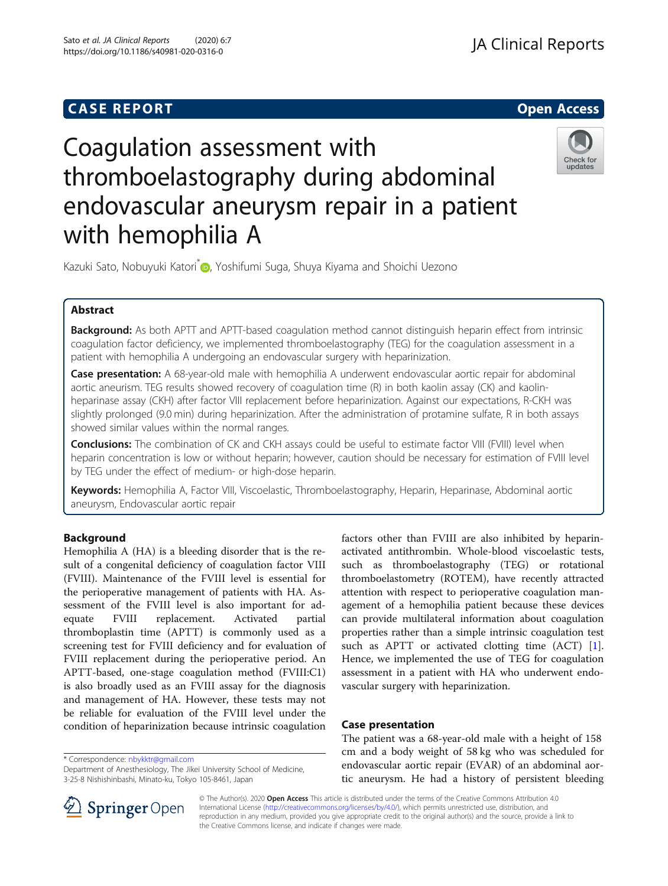CASE REPORT

Open Access

# Coagulation assessment with thromboelastography during abdominal endovascular aneurysm repair in a patient with hemophilia A

Kazuki Sato, Nobuyuki Katori*, Yoshifumi Suga, Shuya Kiyama and Shoichi Uezono

## Abstract

**Background:** As both APTT and APTT-based coagulation method cannot distinguish heparin effect from intrinsic coagulation factor deficiency, we implemented thromboelastography (TEG) for the coagulation assessment in a patient with hemophilia A undergoing an endovascular surgery with heparinization.

**Case presentation:** A 68-year-old male with hemophilia A underwent endovascular aortic repair for abdominal aortic aneurism. TEG results showed recovery of coagulation time (R) in both kaolin assay (CK) and kaolin-heparinase assay (CKH) after factor VIII replacement before heparinization. Against our expectations, R-CKH was slightly prolonged (9.0 min) during heparinization. After the administration of protamine sulfate, R in both assays showed similar values within the normal ranges.

**Conclusions:** The combination of CK and CKH assays could be useful to estimate factor VIII (FVIII) level when heparin concentration is low or without heparin; however, caution should be necessary for estimation of FVIII level by TEG under the effect of medium- or high-dose heparin.

**Keywords:** Hemophilia A, Factor VIII, Viscoelastic, Thromboelastography, Heparin, Heparinase, Abdominal aortic aneurysm, Endovascular aortic repair

## Background

Hemophilia A (HA) is a bleeding disorder that is the result of a congenital deficiency of coagulation factor VIII (FVIII). Maintenance of the FVIII level is essential for the perioperative management of patients with HA. Assessment of the FVIII level is also important for adequate FVIII replacement. Activated partial thromboplastin time (APTT) is commonly used as a screening test for FVIII deficiency and for evaluation of FVIII replacement during the perioperative period. An APTT-based, one-stage coagulation method (FVIII:C1) is also broadly used as an FVIII assay for the diagnosis and management of HA. However, these tests may not be reliable for evaluation of the FVIII level under the condition of heparinization because intrinsic coagulation factors other than FVIII are also inhibited by heparin-activated antithrombin. Whole-blood viscoelastic tests, such as thromboelastography (TEG) or rotational thromboelastometry (ROTEM), have recently attracted attention with respect to perioperative coagulation management of a hemophilia patient because these devices can provide multilateral information about coagulation properties rather than a simple intrinsic coagulation test such as APTT or activated clotting time (ACT) [1]. Hence, we implemented the use of TEG for coagulation assessment in a patient with HA who underwent endovascular surgery with heparinization.

## Case presentation

The patient was a 68-year-old male with a height of 158 cm and a body weight of 58 kg who was scheduled for endovascular aortic repair (EVAR) of an abdominal aortic aneurysm. He had a history of persistent bleeding

\* Correspondence: nbykktr@gmail.com
Department of Anesthesiology, The Jikei University School of Medicine, 3-25-8 Nishishinbashi, Minato-ku, Tokyo 105-8461, Japan

© The Author(s). 2020 **Open Access** This article is distributed under the terms of the Creative Commons Attribution 4.0 International License (http://creativecommons.org/licenses/by/4.0/), which permits unrestricted use, distribution, and reproduction in any medium, provided you give appropriate credit to the original author(s) and the source, provide a link to the Creative Commons license, and indicate if changes were made.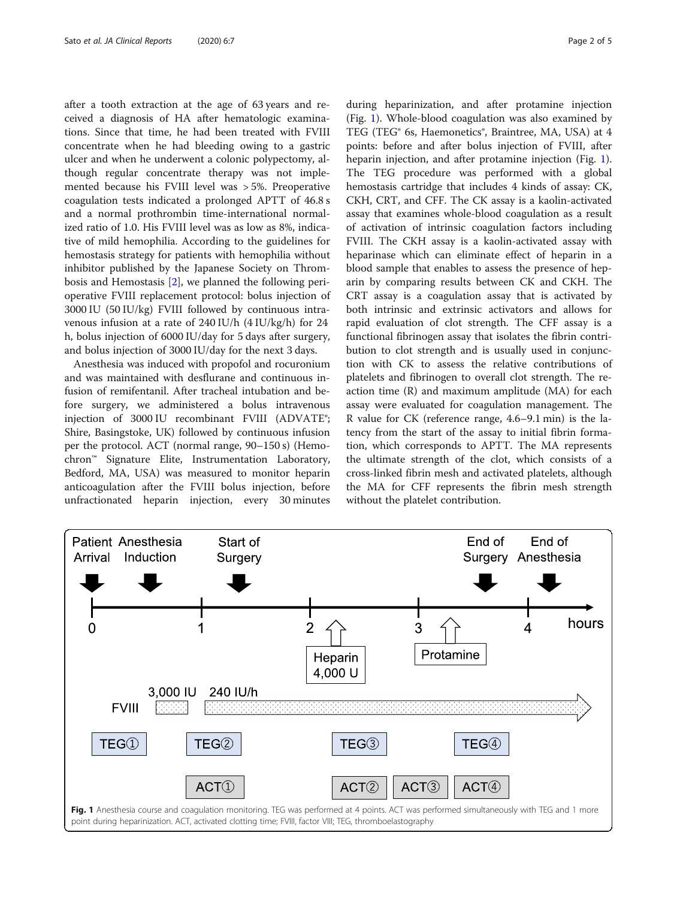after a tooth extraction at the age of 63 years and received a diagnosis of HA after hematologic examinations. Since that time, he had been treated with FVIII concentrate when he had bleeding owing to a gastric ulcer and when he underwent a colonic polypectomy, although regular concentrate therapy was not implemented because his FVIII level was > 5%. Preoperative coagulation tests indicated a prolonged APTT of 46.8 s and a normal prothrombin time-international normalized ratio of 1.0. His FVIII level was as low as 8%, indicative of mild hemophilia. According to the guidelines for hemostasis strategy for patients with hemophilia without inhibitor published by the Japanese Society on Thrombosis and Hemostasis [2], we planned the following perioperative FVIII replacement protocol: bolus injection of 3000 IU (50 IU/kg) FVIII followed by continuous intravenous infusion at a rate of 240 IU/h (4 IU/kg/h) for 24 h, bolus injection of 6000 IU/day for 5 days after surgery, and bolus injection of 3000 IU/day for the next 3 days.

Anesthesia was induced with propofol and rocuronium and was maintained with desflurane and continuous infusion of remifentanil. After tracheal intubation and before surgery, we administered a bolus intravenous injection of 3000 IU recombinant FVIII (ADVATE®; Shire, Basingstoke, UK) followed by continuous infusion per the protocol. ACT (normal range, 90–150 s) (Hemochron™ Signature Elite, Instrumentation Laboratory, Bedford, MA, USA) was measured to monitor heparin anticoagulation after the FVIII bolus injection, before unfractionated heparin injection, every 30 minutes during heparinization, and after protamine injection (Fig. 1). Whole-blood coagulation was also examined by TEG (TEG® 6s, Haemonetics®, Braintree, MA, USA) at 4 points: before and after bolus injection of FVIII, after heparin injection, and after protamine injection (Fig. 1). The TEG procedure was performed with a global hemostasis cartridge that includes 4 kinds of assay: CK, CKH, CRT, and CFF. The CK assay is a kaolin-activated assay that examines whole-blood coagulation as a result of activation of intrinsic coagulation factors including FVIII. The CKH assay is a kaolin-activated assay with heparinase which can eliminate effect of heparin in a blood sample that enables to assess the presence of heparin by comparing results between CK and CKH. The CRT assay is a coagulation assay that is activated by both intrinsic and extrinsic activators and allows for rapid evaluation of clot strength. The CFF assay is a functional fibrinogen assay that isolates the fibrin contribution to clot strength and is usually used in conjunction with CK to assess the relative contributions of platelets and fibrinogen to overall clot strength. The reaction time (R) and maximum amplitude (MA) for each assay were evaluated for coagulation management. The R value for CK (reference range, 4.6–9.1 min) is the latency from the start of the assay to initial fibrin formation, which corresponds to APTT. The MA represents the ultimate strength of the clot, which consists of a cross-linked fibrin mesh and activated platelets, although the MA for CFF represents the fibrin mesh strength without the platelet contribution.

**Fig. 1** Anesthesia course and coagulation monitoring. TEG was performed at 4 points. ACT was performed simultaneously with TEG and 1 more point during heparinization. ACT, activated clotting time; FVIII, factor VIII; TEG, thromboelastography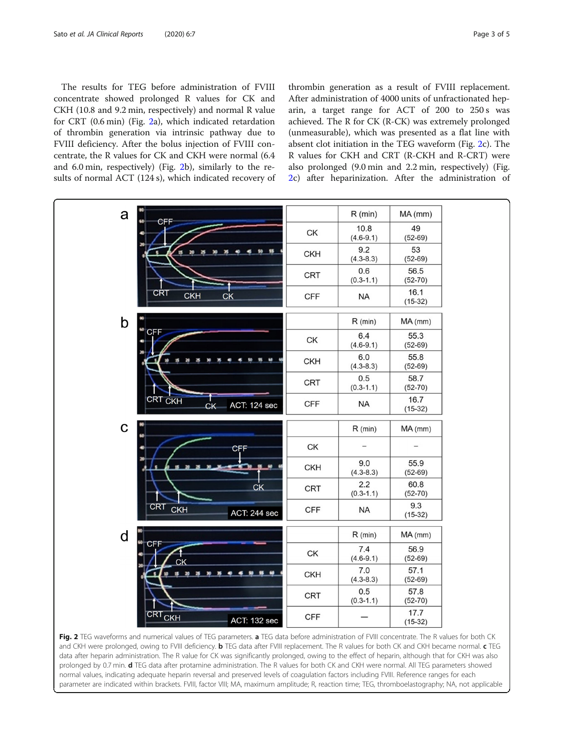The results for TEG before administration of FVIII concentrate showed prolonged R values for CK and CKH (10.8 and 9.2 min, respectively) and normal R value for CRT (0.6 min) (Fig. 2a), which indicated retardation of thrombin generation via intrinsic pathway due to FVIII deficiency. After the bolus injection of FVIII concentrate, the R values for CK and CKH were normal (6.4 and 6.0 min, respectively) (Fig. 2b), similarly to the results of normal ACT (124 s), which indicated recovery of thrombin generation as a result of FVIII replacement. After administration of 4000 units of unfractionated heparin, a target range for ACT of 200 to 250 s was achieved. The R for CK (R-CK) was extremely prolonged (unmeasurable), which was presented as a flat line with absent clot initiation in the TEG waveform (Fig. 2c). The R values for CKH and CRT (R-CKH and R-CRT) were also prolonged (9.0 min and 2.2 min, respectively) (Fig. 2c) after heparinization. After the administration of

**a**

| | R (min) | MA (mm) |
|---|---|---|
| CK | 10.8 (4.6-9.1) | 49 (52-69) |
| CKH | 9.2 (4.3-8.3) | 53 (52-69) |
| CRT | 0.6 (0.3-1.1) | 56.5 (52-70) |
| CFF | NA | 16.1 (15-32) |

**b** (ACT: 124 sec)

| | R (min) | MA (mm) |
|---|---|---|
| CK | 6.4 (4.6-9.1) | 55.3 (52-69) |
| CKH | 6.0 (4.3-8.3) | 55.8 (52-69) |
| CRT | 0.5 (0.3-1.1) | 58.7 (52-70) |
| CFF | NA | 16.7 (15-32) |

**c** (ACT: 244 sec)

| | R (min) | MA (mm) |
|---|---|---|
| CK | – | – |
| CKH | 9.0 (4.3-8.3) | 55.9 (52-69) |
| CRT | 2.2 (0.3-1.1) | 60.8 (52-70) |
| CFF | NA | 9.3 (15-32) |

**d** (ACT: 132 sec)

| | R (min) | MA (mm) |
|---|---|---|
| CK | 7.4 (4.6-9.1) | 56.9 (52-69) |
| CKH | 7.0 (4.3-8.3) | 57.1 (52-69) |
| CRT | 0.5 (0.3-1.1) | 57.8 (52-70) |
| CFF | — | 17.7 (15-32) |

**Fig. 2** TEG waveforms and numerical values of TEG parameters. **a** TEG data before administration of FVIII concentrate. The R values for both CK and CKH were prolonged, owing to FVIII deficiency. **b** TEG data after FVIII replacement. The R values for both CK and CKH became normal. **c** TEG data after heparin administration. The R value for CK was significantly prolonged, owing to the effect of heparin, although that for CKH was also prolonged by 0.7 min. **d** TEG data after protamine administration. The R values for both CK and CKH were normal. All TEG parameters showed normal values, indicating adequate heparin reversal and preserved levels of coagulation factors including FVIII. Reference ranges for each parameter are indicated within brackets. FVIII, factor VIII; MA, maximum amplitude; R, reaction time; TEG, thromboelastography; NA, not applicable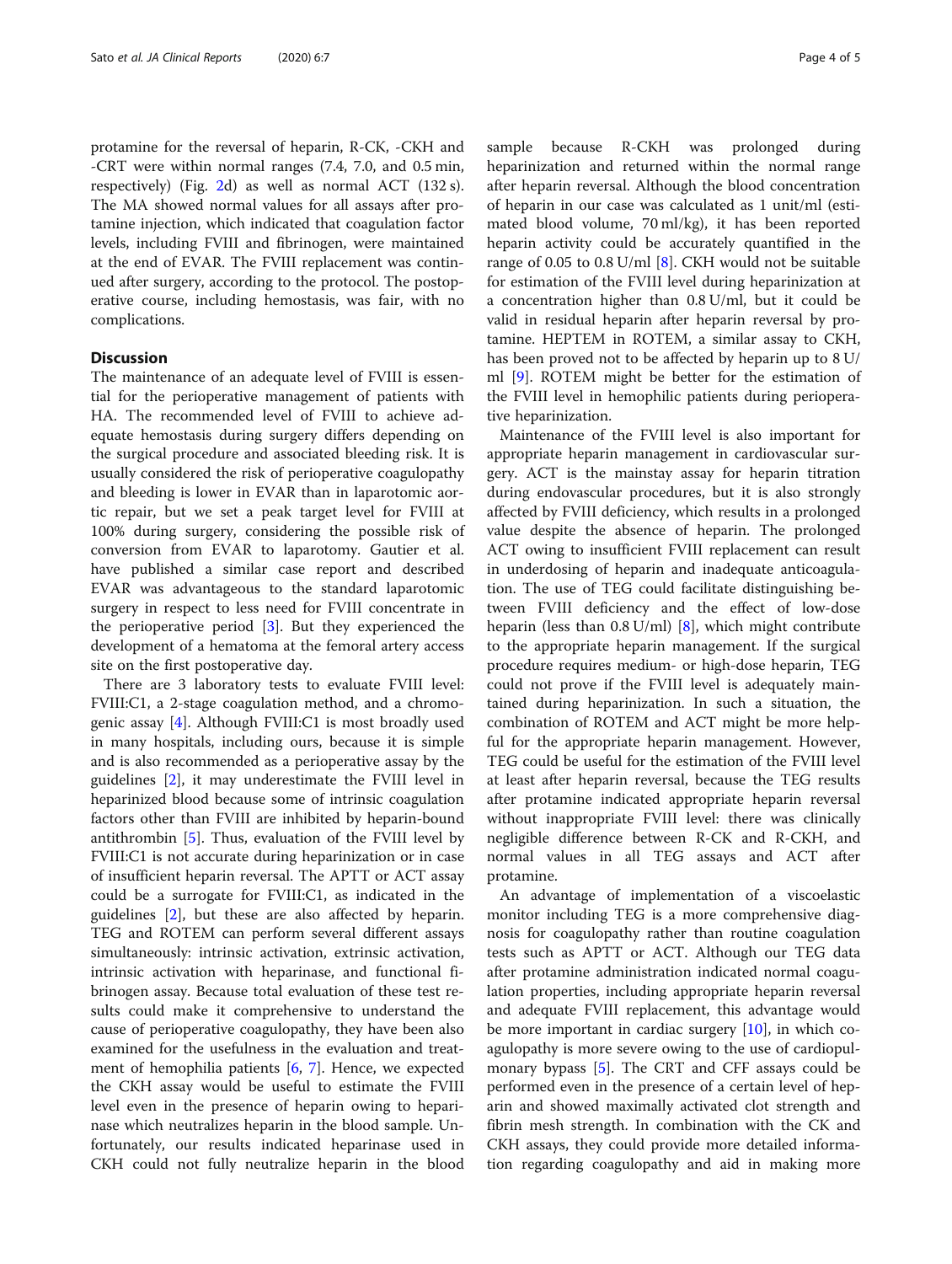protamine for the reversal of heparin, R-CK, -CKH and -CRT were within normal ranges (7.4, 7.0, and 0.5 min, respectively) (Fig. 2d) as well as normal ACT (132 s). The MA showed normal values for all assays after protamine injection, which indicated that coagulation factor levels, including FVIII and fibrinogen, were maintained at the end of EVAR. The FVIII replacement was continued after surgery, according to the protocol. The postoperative course, including hemostasis, was fair, with no complications.

## Discussion

The maintenance of an adequate level of FVIII is essential for the perioperative management of patients with HA. The recommended level of FVIII to achieve adequate hemostasis during surgery differs depending on the surgical procedure and associated bleeding risk. It is usually considered the risk of perioperative coagulopathy and bleeding is lower in EVAR than in laparotomic aortic repair, but we set a peak target level for FVIII at 100% during surgery, considering the possible risk of conversion from EVAR to laparotomy. Gautier et al. have published a similar case report and described EVAR was advantageous to the standard laparotomic surgery in respect to less need for FVIII concentrate in the perioperative period [3]. But they experienced the development of a hematoma at the femoral artery access site on the first postoperative day.

There are 3 laboratory tests to evaluate FVIII level: FVIII:C1, a 2-stage coagulation method, and a chromogenic assay [4]. Although FVIII:C1 is most broadly used in many hospitals, including ours, because it is simple and is also recommended as a perioperative assay by the guidelines [2], it may underestimate the FVIII level in heparinized blood because some of intrinsic coagulation factors other than FVIII are inhibited by heparin-bound antithrombin [5]. Thus, evaluation of the FVIII level by FVIII:C1 is not accurate during heparinization or in case of insufficient heparin reversal. The APTT or ACT assay could be a surrogate for FVIII:C1, as indicated in the guidelines [2], but these are also affected by heparin. TEG and ROTEM can perform several different assays simultaneously: intrinsic activation, extrinsic activation, intrinsic activation with heparinase, and functional fibrinogen assay. Because total evaluation of these test results could make it comprehensive to understand the cause of perioperative coagulopathy, they have been also examined for the usefulness in the evaluation and treatment of hemophilia patients [6, 7]. Hence, we expected the CKH assay would be useful to estimate the FVIII level even in the presence of heparin owing to heparinase which neutralizes heparin in the blood sample. Unfortunately, our results indicated heparinase used in CKH could not fully neutralize heparin in the blood sample because R-CKH was prolonged during heparinization and returned within the normal range after heparin reversal. Although the blood concentration of heparin in our case was calculated as 1 unit/ml (estimated blood volume, 70 ml/kg), it has been reported heparin activity could be accurately quantified in the range of 0.05 to 0.8 U/ml [8]. CKH would not be suitable for estimation of the FVIII level during heparinization at a concentration higher than 0.8 U/ml, but it could be valid in residual heparin after heparin reversal by protamine. HEPTEM in ROTEM, a similar assay to CKH, has been proved not to be affected by heparin up to 8 U/ml [9]. ROTEM might be better for the estimation of the FVIII level in hemophilic patients during perioperative heparinization.

Maintenance of the FVIII level is also important for appropriate heparin management in cardiovascular surgery. ACT is the mainstay assay for heparin titration during endovascular procedures, but it is also strongly affected by FVIII deficiency, which results in a prolonged value despite the absence of heparin. The prolonged ACT owing to insufficient FVIII replacement can result in underdosing of heparin and inadequate anticoagulation. The use of TEG could facilitate distinguishing between FVIII deficiency and the effect of low-dose heparin (less than 0.8 U/ml) [8], which might contribute to the appropriate heparin management. If the surgical procedure requires medium- or high-dose heparin, TEG could not prove if the FVIII level is adequately maintained during heparinization. In such a situation, the combination of ROTEM and ACT might be more helpful for the appropriate heparin management. However, TEG could be useful for the estimation of the FVIII level at least after heparin reversal, because the TEG results after protamine indicated appropriate heparin reversal without inappropriate FVIII level: there was clinically negligible difference between R-CK and R-CKH, and normal values in all TEG assays and ACT after protamine.

An advantage of implementation of a viscoelastic monitor including TEG is a more comprehensive diagnosis for coagulopathy rather than routine coagulation tests such as APTT or ACT. Although our TEG data after protamine administration indicated normal coagulation properties, including appropriate heparin reversal and adequate FVIII replacement, this advantage would be more important in cardiac surgery [10], in which coagulopathy is more severe owing to the use of cardiopulmonary bypass [5]. The CRT and CFF assays could be performed even in the presence of a certain level of heparin and showed maximally activated clot strength and fibrin mesh strength. In combination with the CK and CKH assays, they could provide more detailed information regarding coagulopathy and aid in making more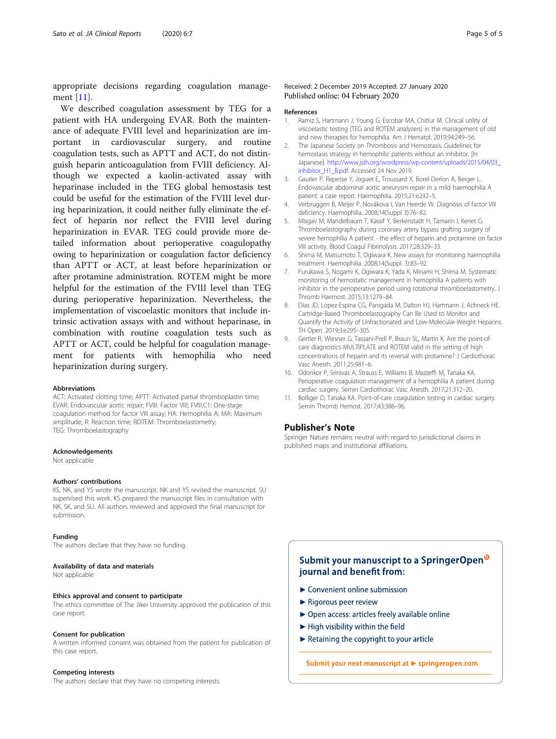appropriate decisions regarding coagulation management [11].

We described coagulation assessment by TEG for a patient with HA undergoing EVAR. Both the maintenance of adequate FVIII level and heparinization are important in cardiovascular surgery, and routine coagulation tests, such as APTT and ACT, do not distinguish heparin anticoagulation from FVIII deficiency. Although we expected a kaolin-activated assay with heparinase included in the TEG global hemostasis test could be useful for the estimation of the FVIII level during heparinization, it could neither fully eliminate the effect of heparin nor reflect the FVIII level during heparinization in EVAR. TEG could provide more detailed information about perioperative coagulopathy owing to heparinization or coagulation factor deficiency than APTT or ACT, at least before heparinization or after protamine administration. ROTEM might be more helpful for the estimation of the FVIII level than TEG during perioperative heparinization. Nevertheless, the implementation of viscoelastic monitors that include intrinsic activation assays with and without heparinase, in combination with routine coagulation tests such as APTT or ACT, could be helpful for coagulation management for patients with hemophilia who need heparinization during surgery.

### Abbreviations

ACT: Activated clotting time; APTT: Activated partial thromboplastin time; EVAR: Endovascular aortic repair; FVIII: Factor VIII; FVIII:C1: One-stage coagulation method for factor VIII assay; HA: Hemophilia A; MA: Maximum amplitude; R: Reaction time; ROTEM: Thromboelastometry; TEG: Thromboelastography

### Acknowledgements

Not applicable

### Authors' contributions

KS, NK, and YS wrote the manuscript. NK and YS revised the manuscript. SU supervised this work. KS prepared the manuscript files in consultation with NK, SK, and SU. All authors reviewed and approved the final manuscript for submission.

### Funding

The authors declare that they have no funding.

### Availability of data and materials

Not applicable

### Ethics approval and consent to participate

The ethics committee of The Jikei University approved the publication of this case report.

### Consent for publication

A written informed consent was obtained from the patient for publication of this case report.

### Competing interests

The authors declare that they have no competing interests.

Received: 2 December 2019 Accepted: 27 January 2020
Published online: 04 February 2020

### References

1. Ramiz S, Hartmann J, Young G, Escobar MA, Chitlur M. Clinical utility of viscoelastic testing (TEG and ROTEM analyzers) in the management of old and new therapies for hemophilia. Am J Hematol. 2019;94:249–56.
2. The Japanese Society on Thrombosis and Hemostasis. Guidelines for hemostasis strategy in hemophilic patients without an inhibitor. [In Japanese]. http://www.jsth.org/wordpress/wp-content/uploads/2015/04/03_inhibitor_H1_B.pdf. Accessed 24 Nov 2019.
3. Gautier P, Repesse Y, Joguet E, Troussard X, Borel-Derlon A, Berger L. Endovascular abdominal aortic aneurysm repair in a mild haemophilia A patient: a case report. Haemophilia. 2015;21:e232–5.
4. Verbruggen B, Meijer P, Novákova I, Van Heerde W. Diagnosis of factor VIII deficiency. Haemophilia. 2008;14(Suppl 3):76–82.
5. Misgav M, Mandelbaum T, Kassif Y, Berkenstadt H, Tamarin I, Kenet G. Thromboelastography during coronary artery bypass grafting surgery of severe hemophilia A patient - the effect of heparin and protamine on factor VIII activity. Blood Coagul Fibrinolysis. 2017;28:329–33.
6. Shima M, Matsumoto T, Ogiwara K. New assays for monitoring haemophilia treatment. Haemophilia. 2008;14(Suppl. 3):83–92.
7. Furukawa S, Nogami K, Ogiwara K, Yada K, Minami H, Shima M. Systematic monitoring of hemostatic management in hemophilia A patients with inhibitor in the perioperative period using rotational thromboelastometry. J Thromb Haemost. 2015;13:1279–84.
8. Dias JD, Lopez-Espina CG, Panigada M, Dalton HJ, Hartmann J, Achneck HE. Cartridge-Based Thromboelastography Can Be Used to Monitor and Quantify the Activity of Unfractionated and Low-Molecular-Weight Heparins. TH Open. 2019;3:e295–305.
9. Gertler R, Wiesner G, Tassani-Prell P, Braun SL, Martin K. Are the point-of-care diagnostics MULTIPLATE and ROTEM valid in the setting of high concentrations of heparin and its reversal with protamine? J Cardiothorac Vasc Anesth. 2011;25:981–6.
10. Odonkor P, Srinivas A, Strauss E, Williams B, Mazzeffi M, Tanaka KA. Perioperative coagulation management of a hemophilia A patient during cardiac surgery. Semin Cardiothorac Vasc Anesth. 2017;21:312–20.
11. Bolliger D, Tanaka KA. Point-of-care coagulation testing in cardiac surgery. Semin Thromb Hemost. 2017;43:386–96.

## Publisher's Note

Springer Nature remains neutral with regard to jurisdictional claims in published maps and institutional affiliations.

**Submit your manuscript to a SpringerOpen journal and benefit from:**

- Convenient online submission
- Rigorous peer review
- Open access: articles freely available online
- High visibility within the field
- Retaining the copyright to your article

Submit your next manuscript at ▶ springeropen.com